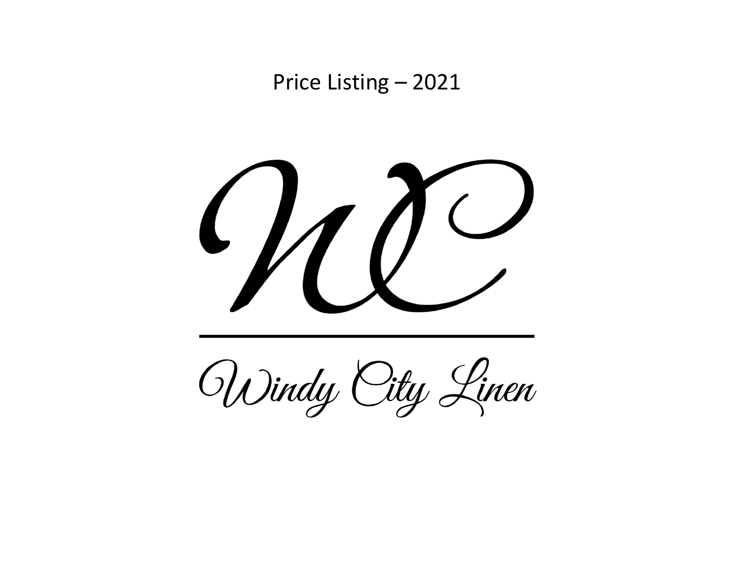Price Listing – 2021

# WC

Windy City Linen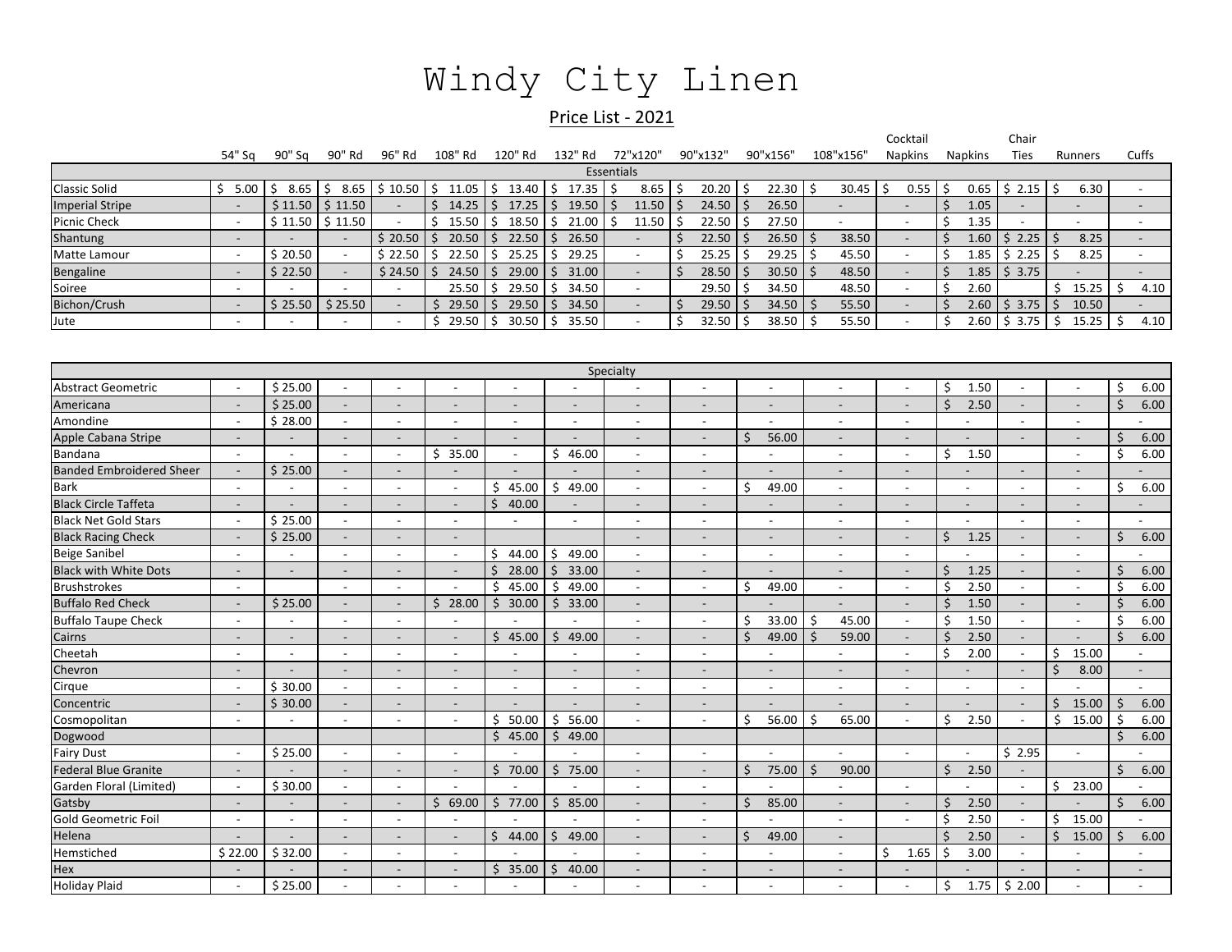# Windy City Linen

## Price List - 2021

| | 54" Sq | 90" Sq | 90" Rd | 96" Rd | 108" Rd | 120" Rd | 132" Rd | 72"x120" | 90"x132" | 90"x156" | 108"x156" | Cocktail Napkins | Napkins | Chair Ties | Runners | Cuffs |
|---|---|---|---|---|---|---|---|---|---|---|---|---|---|---|---|---|
| **Essentials** | | | | | | | | | | | | | | | | |
| Classic Solid | $ 5.00 | $ 8.65 | $ 8.65 | $ 10.50 | $ 11.05 | $ 13.40 | $ 17.35 | $ 8.65 | $ 20.20 | $ 22.30 | $ 30.45 | $ 0.55 | $ 0.65 | $ 2.15 | $ 6.30 | - |
| Imperial Stripe | - | $ 11.50 | $ 11.50 | - | $ 14.25 | $ 17.25 | $ 19.50 | $ 11.50 | $ 24.50 | $ 26.50 | - | - | $ 1.05 | - | - | - |
| Picnic Check | - | $ 11.50 | $ 11.50 | - | $ 15.50 | $ 18.50 | $ 21.00 | $ 11.50 | $ 22.50 | $ 27.50 | - | - | $ 1.35 | - | - | - |
| Shantung | - | - | - | $ 20.50 | $ 20.50 | $ 22.50 | $ 26.50 | - | $ 22.50 | $ 26.50 | $ 38.50 | - | $ 1.60 | $ 2.25 | $ 8.25 | - |
| Matte Lamour | - | $ 20.50 | - | $ 22.50 | $ 22.50 | $ 25.25 | $ 29.25 | - | $ 25.25 | $ 29.25 | $ 45.50 | - | $ 1.85 | $ 2.25 | $ 8.25 | - |
| Bengaline | - | $ 22.50 | - | $ 24.50 | $ 24.50 | $ 29.00 | $ 31.00 | - | $ 28.50 | $ 30.50 | $ 48.50 | - | $ 1.85 | $ 3.75 | - | - |
| Soiree | - | - | - | - | 25.50 | $ 29.50 | $ 34.50 | - | 29.50 | $ 34.50 | 48.50 | - | $ 2.60 | | $ 15.25 | $ 4.10 |
| Bichon/Crush | - | $ 25.50 | $ 25.50 | - | $ 29.50 | $ 29.50 | $ 34.50 | - | $ 29.50 | $ 34.50 | $ 55.50 | - | $ 2.60 | $ 3.75 | $ 10.50 | - |
| Jute | - | - | - | - | $ 29.50 | $ 30.50 | $ 35.50 | - | $ 32.50 | $ 38.50 | $ 55.50 | - | $ 2.60 | $ 3.75 | $ 15.25 | $ 4.10 |

| | 54" Sq | 90" Sq | 90" Rd | 96" Rd | 108" Rd | 120" Rd | 132" Rd | 72"x120" | 90"x132" | 90"x156" | 108"x156" | Cocktail Napkins | Napkins | Chair Ties | Runners | Cuffs |
|---|---|---|---|---|---|---|---|---|---|---|---|---|---|---|---|---|
| **Specialty** | | | | | | | | | | | | | | | | |
| Abstract Geometric | - | $ 25.00 | - | - | - | - | - | - | - | - | - | - | $ 1.50 | - | - | $ 6.00 |
| Americana | - | $ 25.00 | - | - | - | - | - | - | - | - | - | - | $ 2.50 | - | - | $ 6.00 |
| Amondine | - | $ 28.00 | - | - | - | - | - | - | - | - | - | - | - | - | - | - |
| Apple Cabana Stripe | - | - | - | - | - | - | - | - | - | $ 56.00 | - | - | - | - | - | $ 6.00 |
| Bandana | - | - | - | - | $ 35.00 | - | $ 46.00 | - | - | - | - | - | $ 1.50 | | - | $ 6.00 |
| Banded Embroidered Sheer | - | $ 25.00 | - | - | - | - | - | - | - | - | - | - | - | - | - | - |
| Bark | - | - | - | - | - | $ 45.00 | $ 49.00 | - | - | $ 49.00 | - | - | - | - | - | $ 6.00 |
| Black Circle Taffeta | - | - | - | - | - | $ 40.00 | - | - | - | - | - | - | - | - | - | - |
| Black Net Gold Stars | - | $ 25.00 | - | - | - | - | - | - | - | - | - | - | - | - | - | - |
| Black Racing Check | - | $ 25.00 | - | - | - | | | - | - | - | - | - | $ 1.25 | - | - | $ 6.00 |
| Beige Sanibel | - | - | - | - | - | $ 44.00 | $ 49.00 | - | - | - | - | - | - | - | - | - |
| Black with White Dots | - | - | - | - | - | $ 28.00 | $ 33.00 | - | - | - | - | - | $ 1.25 | - | - | $ 6.00 |
| Brushstrokes | - | | - | - | - | $ 45.00 | $ 49.00 | - | - | $ 49.00 | - | - | $ 2.50 | - | - | $ 6.00 |
| Buffalo Red Check | - | $ 25.00 | - | - | $ 28.00 | $ 30.00 | $ 33.00 | - | - | - | - | - | $ 1.50 | - | - | $ 6.00 |
| Buffalo Taupe Check | - | - | - | - | - | - | - | - | - | $ 33.00 | $ 45.00 | - | $ 1.50 | - | - | $ 6.00 |
| Cairns | - | - | - | - | - | $ 45.00 | $ 49.00 | - | - | $ 49.00 | $ 59.00 | - | $ 2.50 | - | - | $ 6.00 |
| Cheetah | - | - | - | - | - | - | - | - | - | - | - | - | $ 2.00 | - | $ 15.00 | - |
| Chevron | - | - | - | - | - | - | - | - | - | - | - | - | - | - | $ 8.00 | - |
| Cirque | - | $ 30.00 | - | - | - | - | - | - | - | - | - | - | - | - | - | - |
| Concentric | - | $ 30.00 | - | - | - | - | - | - | - | - | - | - | - | - | $ 15.00 | $ 6.00 |
| Cosmopolitan | - | - | - | - | - | $ 50.00 | $ 56.00 | - | - | $ 56.00 | $ 65.00 | - | $ 2.50 | - | $ 15.00 | $ 6.00 |
| Dogwood | | | | | | $ 45.00 | $ 49.00 | | | | | | | | | $ 6.00 |
| Fairy Dust | - | $ 25.00 | - | - | - | - | - | - | - | - | - | - | - | $ 2.95 | - | - |
| Federal Blue Granite | - | - | - | - | - | $ 70.00 | $ 75.00 | - | - | $ 75.00 | $ 90.00 | | $ 2.50 | - | | $ 6.00 |
| Garden Floral (Limited) | - | $ 30.00 | - | - | - | - | - | - | - | - | - | - | - | - | $ 23.00 | - |
| Gatsby | - | - | - | - | $ 69.00 | $ 77.00 | $ 85.00 | - | - | $ 85.00 | - | - | $ 2.50 | - | - | $ 6.00 |
| Gold Geometric Foil | - | - | - | - | - | - | - | - | - | - | - | - | $ 2.50 | - | $ 15.00 | - |
| Helena | - | - | - | - | - | $ 44.00 | $ 49.00 | - | - | $ 49.00 | - | | $ 2.50 | - | $ 15.00 | $ 6.00 |
| Hemstiched | $ 22.00 | $ 32.00 | - | - | - | - | - | - | - | - | - | $ 1.65 | $ 3.00 | - | - | - |
| Hex | - | - | - | - | - | $ 35.00 | $ 40.00 | - | - | - | - | - | - | - | - | - |
| Holiday Plaid | - | $ 25.00 | - | - | - | - | - | - | - | - | - | - | $ 1.75 | $ 2.00 | - | - |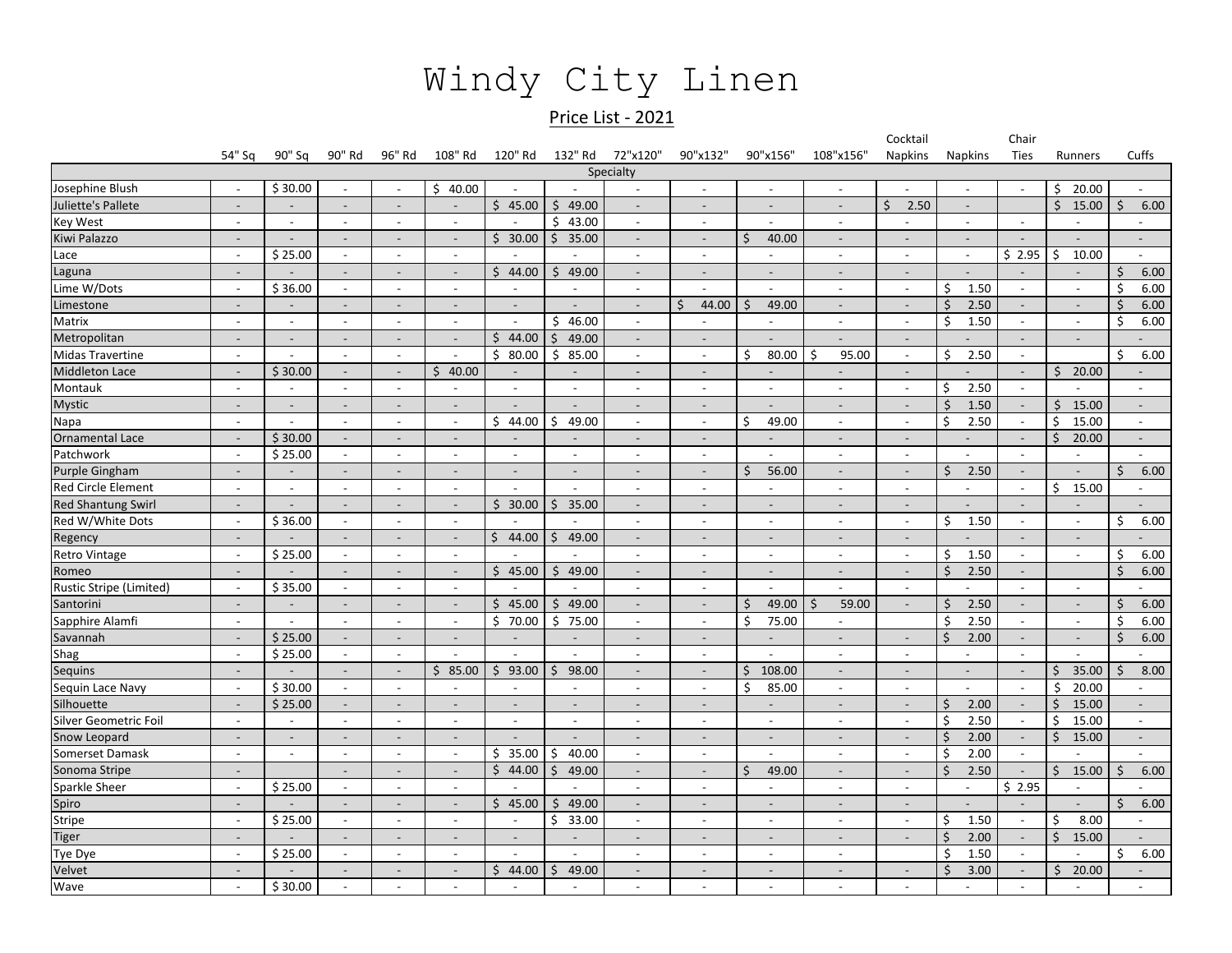# Windy City Linen

## Price List - 2021

| | 54" Sq | 90" Sq | 90" Rd | 96" Rd | 108" Rd | 120" Rd | 132" Rd | 72"x120" | 90"x132" | 90"x156" | 108"x156" | Cocktail Napkins | Napkins | Chair Ties | Runners | Cuffs |
|---|---|---|---|---|---|---|---|---|---|---|---|---|---|---|---|---|
| Specialty | | | | | | | | | | | | | | | | |
| Josephine Blush | - | $ 30.00 | - | - | $ 40.00 | - | - | - | - | - | - | - | - | - | $ 20.00 | - |
| Juliette's Pallete | - | - | - | - | - | $ 45.00 | $ 49.00 | - | - | - | - | $ 2.50 | - | | $ 15.00 | $ 6.00 |
| Key West | - | - | - | - | - | - | $ 43.00 | - | - | - | - | - | - | - | - | - |
| Kiwi Palazzo | - | - | - | - | - | $ 30.00 | $ 35.00 | - | - | $ 40.00 | - | - | - | - | - | - |
| Lace | - | $ 25.00 | - | - | - | - | - | - | - | - | - | - | - | $ 2.95 | $ 10.00 | - |
| Laguna | - | - | - | - | - | $ 44.00 | $ 49.00 | - | - | - | - | - | - | - | - | $ 6.00 |
| Lime W/Dots | - | $ 36.00 | - | - | - | - | - | - | - | - | - | - | $ 1.50 | - | - | $ 6.00 |
| Limestone | - | - | - | - | - | - | - | - | $ 44.00 | $ 49.00 | - | - | $ 2.50 | - | - | $ 6.00 |
| Matrix | - | - | - | - | - | - | $ 46.00 | - | - | - | - | - | $ 1.50 | - | - | $ 6.00 |
| Metropolitan | - | - | - | - | - | $ 44.00 | $ 49.00 | - | - | - | - | - | - | - | - | - |
| Midas Travertine | - | - | - | - | - | $ 80.00 | $ 85.00 | - | - | $ 80.00 | $ 95.00 | - | $ 2.50 | - | | $ 6.00 |
| Middleton Lace | - | $ 30.00 | - | - | $ 40.00 | - | - | - | - | - | - | - | - | - | $ 20.00 | - |
| Montauk | - | - | - | - | - | - | - | - | - | - | - | - | $ 2.50 | - | - | - |
| Mystic | - | - | - | - | - | - | - | - | - | - | - | - | $ 1.50 | - | $ 15.00 | - |
| Napa | - | - | - | - | - | $ 44.00 | $ 49.00 | - | - | $ 49.00 | - | - | $ 2.50 | - | $ 15.00 | - |
| Ornamental Lace | - | $ 30.00 | - | - | - | - | - | - | - | - | - | - | - | - | $ 20.00 | - |
| Patchwork | - | $ 25.00 | - | - | - | - | - | - | - | - | - | - | - | - | - | - |
| Purple Gingham | - | - | - | - | - | - | - | - | - | $ 56.00 | - | - | $ 2.50 | - | - | $ 6.00 |
| Red Circle Element | - | - | - | - | - | - | - | - | - | - | - | - | - | - | $ 15.00 | - |
| Red Shantung Swirl | - | - | - | - | - | $ 30.00 | $ 35.00 | - | - | - | - | - | - | - | - | - |
| Red W/White Dots | - | $ 36.00 | - | - | - | - | - | - | - | - | - | - | $ 1.50 | - | - | $ 6.00 |
| Regency | - | - | - | - | - | $ 44.00 | $ 49.00 | - | - | - | - | - | - | - | - | - |
| Retro Vintage | - | $ 25.00 | - | - | - | - | - | - | - | - | - | - | $ 1.50 | - | - | $ 6.00 |
| Romeo | - | - | - | - | - | $ 45.00 | $ 49.00 | - | - | - | - | - | $ 2.50 | - | | $ 6.00 |
| Rustic Stripe (Limited) | - | $ 35.00 | - | - | - | - | - | - | - | - | - | - | - | - | - | - |
| Santorini | - | - | - | - | - | $ 45.00 | $ 49.00 | - | - | $ 49.00 | $ 59.00 | - | $ 2.50 | - | - | $ 6.00 |
| Sapphire Alamfi | - | - | - | - | - | $ 70.00 | $ 75.00 | - | - | $ 75.00 | - | | $ 2.50 | - | - | $ 6.00 |
| Savannah | - | $ 25.00 | - | - | - | - | - | - | - | - | - | - | $ 2.00 | - | - | $ 6.00 |
| Shag | - | $ 25.00 | - | - | - | - | - | - | - | - | - | - | - | - | - | - |
| Sequins | - | - | - | - | $ 85.00 | $ 93.00 | $ 98.00 | - | - | $ 108.00 | - | - | - | - | $ 35.00 | $ 8.00 |
| Sequin Lace Navy | - | $ 30.00 | - | - | - | - | - | - | - | $ 85.00 | - | - | - | - | $ 20.00 | - |
| Silhouette | - | $ 25.00 | - | - | - | - | - | - | - | - | - | - | $ 2.00 | - | $ 15.00 | - |
| Silver Geometric Foil | - | - | - | - | - | - | - | - | - | - | - | - | $ 2.50 | - | $ 15.00 | - |
| Snow Leopard | - | - | - | - | - | - | - | - | - | - | - | - | $ 2.00 | - | $ 15.00 | - |
| Somerset Damask | - | - | - | - | - | $ 35.00 | $ 40.00 | - | - | - | - | - | $ 2.00 | - | - | - |
| Sonoma Stripe | - | | - | - | - | $ 44.00 | $ 49.00 | - | - | $ 49.00 | - | - | $ 2.50 | - | $ 15.00 | $ 6.00 |
| Sparkle Sheer | - | $ 25.00 | - | - | - | - | - | - | - | - | - | - | - | $ 2.95 | - | - |
| Spiro | - | - | - | - | - | $ 45.00 | $ 49.00 | - | - | - | - | - | - | - | - | $ 6.00 |
| Stripe | - | $ 25.00 | - | - | - | - | $ 33.00 | - | - | - | - | - | $ 1.50 | - | $ 8.00 | - |
| Tiger | - | - | - | - | - | - | - | - | - | - | - | - | $ 2.00 | - | $ 15.00 | - |
| Tye Dye | - | $ 25.00 | - | - | - | - | - | - | - | - | - | | $ 1.50 | - | | $ 6.00 |
| Velvet | - | - | - | - | - | $ 44.00 | $ 49.00 | - | - | - | - | - | $ 3.00 | - | $ 20.00 | - |
| Wave | - | $ 30.00 | - | - | - | - | - | - | - | - | - | - | - | - | - | - |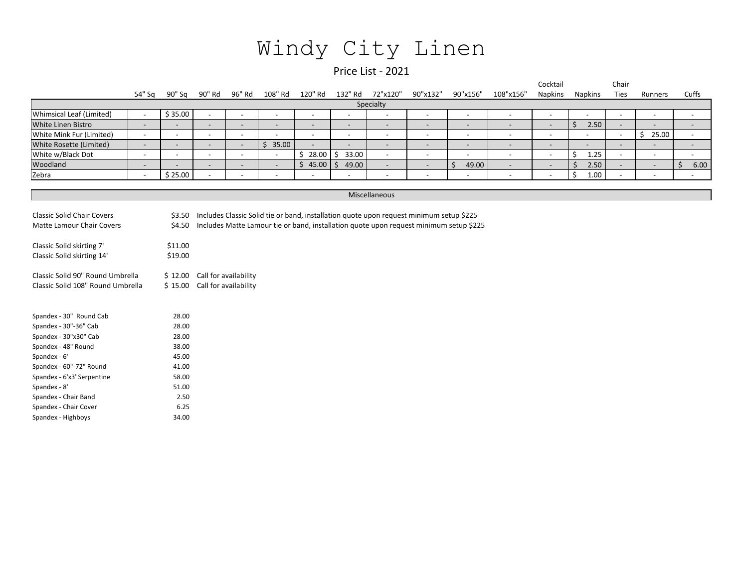# Windy City Linen

## Price List - 2021

| | 54" Sq | 90" Sq | 90" Rd | 96" Rd | 108" Rd | 120" Rd | 132" Rd | 72"x120" | 90"x132" | 90"x156" | 108"x156" | Cocktail Napkins | Napkins | Chair Ties | Runners | Cuffs |
|---|---|---|---|---|---|---|---|---|---|---|---|---|---|---|---|---|
| Specialty | | | | | | | | | | | | | | | | |
| Whimsical Leaf (Limited) | - | $ 35.00 | - | - | - | - | - | - | - | - | - | - | - | - | - | - |
| White Linen Bistro | - | - | - | - | - | - | - | - | - | - | - | - | $ 2.50 | - | - | - |
| White Mink Fur (Limited) | - | - | - | - | - | - | - | - | - | - | - | - | - | - | $ 25.00 | - |
| White Rosette (Limited) | - | - | - | - | $ 35.00 | - | - | - | - | - | - | - | - | - | - | - |
| White w/Black Dot | - | - | - | - | - | $ 28.00 | $ 33.00 | - | - | - | - | - | $ 1.25 | - | - | - |
| Woodland | - | - | - | - | - | $ 45.00 | $ 49.00 | - | - | $ 49.00 | - | - | $ 2.50 | - | - | $ 6.00 |
| Zebra | - | $ 25.00 | - | - | - | - | - | - | - | - | - | - | $ 1.00 | - | - | - |

### Miscellaneous

| Item | Price | Notes |
|---|---|---|
| Classic Solid Chair Covers | $3.50 | Includes Classic Solid tie or band, installation quote upon request minimum setup $225 |
| Matte Lamour Chair Covers | $4.50 | Includes Matte Lamour tie or band, installation quote upon request minimum setup $225 |
| Classic Solid skirting 7' | $11.00 | |
| Classic Solid skirting 14' | $19.00 | |
| Classic Solid 90" Round Umbrella | $ 12.00 | Call for availability |
| Classic Solid 108" Round Umbrella | $ 15.00 | Call for availability |

| Item | Price |
|---|---|
| Spandex - 30" Round Cab | 28.00 |
| Spandex - 30"-36" Cab | 28.00 |
| Spandex - 30"x30" Cab | 28.00 |
| Spandex - 48" Round | 38.00 |
| Spandex - 6' | 45.00 |
| Spandex - 60"-72" Round | 41.00 |
| Spandex - 6'x3' Serpentine | 58.00 |
| Spandex - 8' | 51.00 |
| Spandex - Chair Band | 2.50 |
| Spandex - Chair Cover | 6.25 |
| Spandex - Highboys | 34.00 |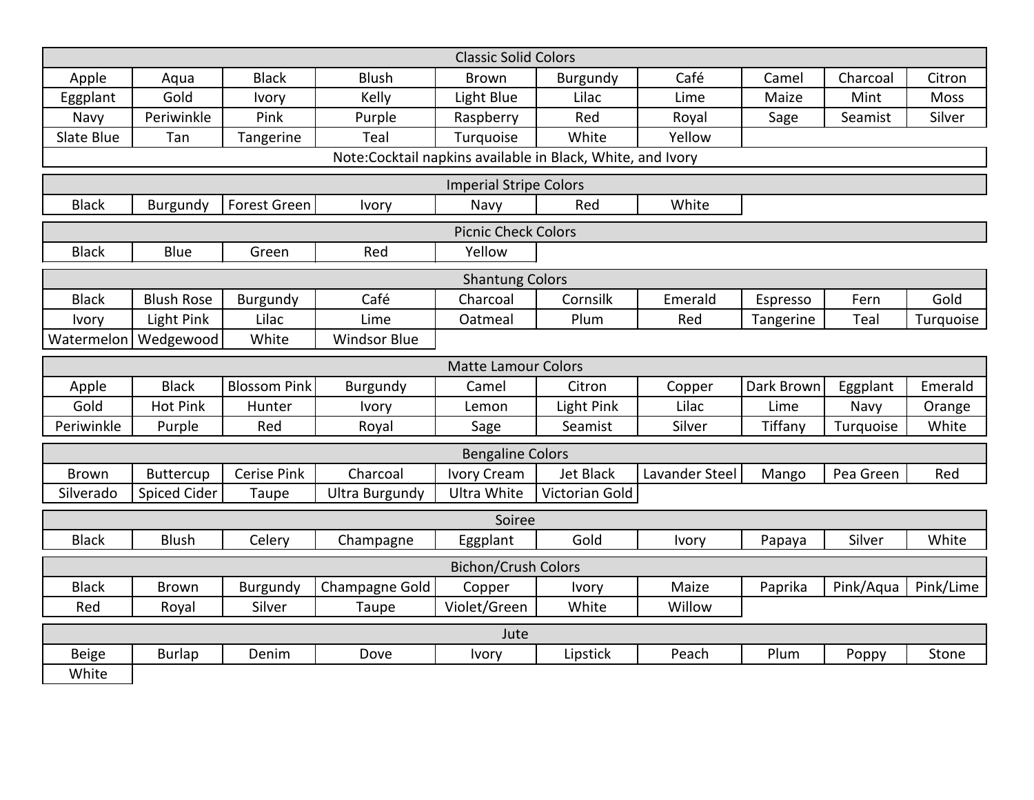| Classic Solid Colors | | | | | | | | | |
|---|---|---|---|---|---|---|---|---|---|
| Apple | Aqua | Black | Blush | Brown | Burgundy | Café | Camel | Charcoal | Citron |
| Eggplant | Gold | Ivory | Kelly | Light Blue | Lilac | Lime | Maize | Mint | Moss |
| Navy | Periwinkle | Pink | Purple | Raspberry | Red | Royal | Sage | Seamist | Silver |
| Slate Blue | Tan | Tangerine | Teal | Turquoise | White | Yellow | | | |
| Note:Cocktail napkins available in Black, White, and Ivory | | | | | | | | | |

| Imperial Stripe Colors | | | | | | |
|---|---|---|---|---|---|---|
| Black | Burgundy | Forest Green | Ivory | Navy | Red | White |

| Picnic Check Colors | | | | |
|---|---|---|---|---|
| Black | Blue | Green | Red | Yellow |

| Shantung Colors | | | | | | | | | |
|---|---|---|---|---|---|---|---|---|---|
| Black | Blush Rose | Burgundy | Café | Charcoal | Cornsilk | Emerald | Espresso | Fern | Gold |
| Ivory | Light Pink | Lilac | Lime | Oatmeal | Plum | Red | Tangerine | Teal | Turquoise |
| Watermelon | Wedgewood | White | Windsor Blue | | | | | | |

| Matte Lamour Colors | | | | | | | | | |
|---|---|---|---|---|---|---|---|---|---|
| Apple | Black | Blossom Pink | Burgundy | Camel | Citron | Copper | Dark Brown | Eggplant | Emerald |
| Gold | Hot Pink | Hunter | Ivory | Lemon | Light Pink | Lilac | Lime | Navy | Orange |
| Periwinkle | Purple | Red | Royal | Sage | Seamist | Silver | Tiffany | Turquoise | White |

| Bengaline Colors | | | | | | | | | |
|---|---|---|---|---|---|---|---|---|---|
| Brown | Buttercup | Cerise Pink | Charcoal | Ivory Cream | Jet Black | Lavander Steel | Mango | Pea Green | Red |
| Silverado | Spiced Cider | Taupe | Ultra Burgundy | Ultra White | Victorian Gold | | | | |

| Soiree | | | | | | | | | |
|---|---|---|---|---|---|---|---|---|---|
| Black | Blush | Celery | Champagne | Eggplant | Gold | Ivory | Papaya | Silver | White |

| Bichon/Crush Colors | | | | | | | | | |
|---|---|---|---|---|---|---|---|---|---|
| Black | Brown | Burgundy | Champagne Gold | Copper | Ivory | Maize | Paprika | Pink/Aqua | Pink/Lime |
| Red | Royal | Silver | Taupe | Violet/Green | White | Willow | | | |

| Jute | | | | | | | | | |
|---|---|---|---|---|---|---|---|---|---|
| Beige | Burlap | Denim | Dove | Ivory | Lipstick | Peach | Plum | Poppy | Stone |
| White | | | | | | | | | |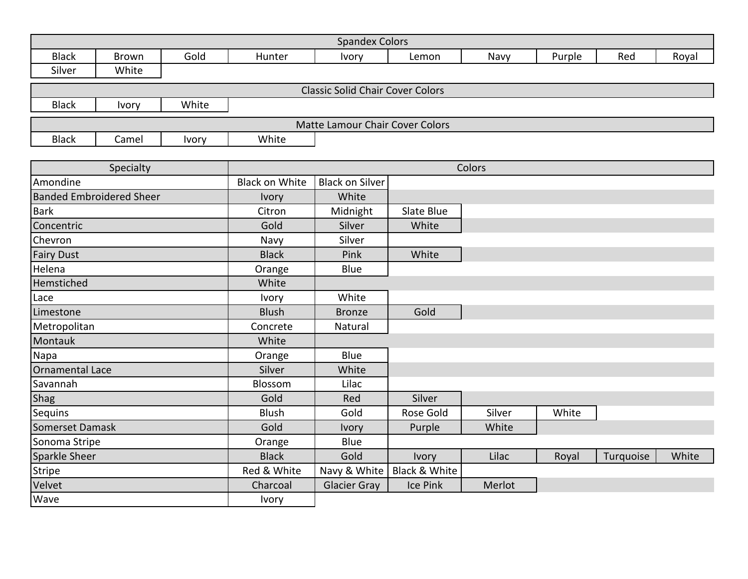| Spandex Colors | | | | | | | | | |
|---|---|---|---|---|---|---|---|---|---|
| Black | Brown | Gold | Hunter | Ivory | Lemon | Navy | Purple | Red | Royal |
| Silver | White | | | | | | | | |

| Classic Solid Chair Cover Colors | | |
|---|---|---|
| Black | Ivory | White |

| Matte Lamour Chair Cover Colors | | | |
|---|---|---|---|
| Black | Camel | Ivory | White |

| Specialty | Colors | | | | | | |
|---|---|---|---|---|---|---|---|
| Amondine | Black on White | Black on Silver | | | | | |
| Banded Embroidered Sheer | Ivory | White | | | | | |
| Bark | Citron | Midnight | Slate Blue | | | | |
| Concentric | Gold | Silver | White | | | | |
| Chevron | Navy | Silver | | | | | |
| Fairy Dust | Black | Pink | White | | | | |
| Helena | Orange | Blue | | | | | |
| Hemstiched | White | | | | | | |
| Lace | Ivory | White | | | | | |
| Limestone | Blush | Bronze | Gold | | | | |
| Metropolitan | Concrete | Natural | | | | | |
| Montauk | White | | | | | | |
| Napa | Orange | Blue | | | | | |
| Ornamental Lace | Silver | White | | | | | |
| Savannah | Blossom | Lilac | | | | | |
| Shag | Gold | Red | Silver | | | | |
| Sequins | Blush | Gold | Rose Gold | Silver | White | | |
| Somerset Damask | Gold | Ivory | Purple | White | | | |
| Sonoma Stripe | Orange | Blue | | | | | |
| Sparkle Sheer | Black | Gold | Ivory | Lilac | Royal | Turquoise | White |
| Stripe | Red & White | Navy & White | Black & White | | | | |
| Velvet | Charcoal | Glacier Gray | Ice Pink | Merlot | | | |
| Wave | Ivory | | | | | | |